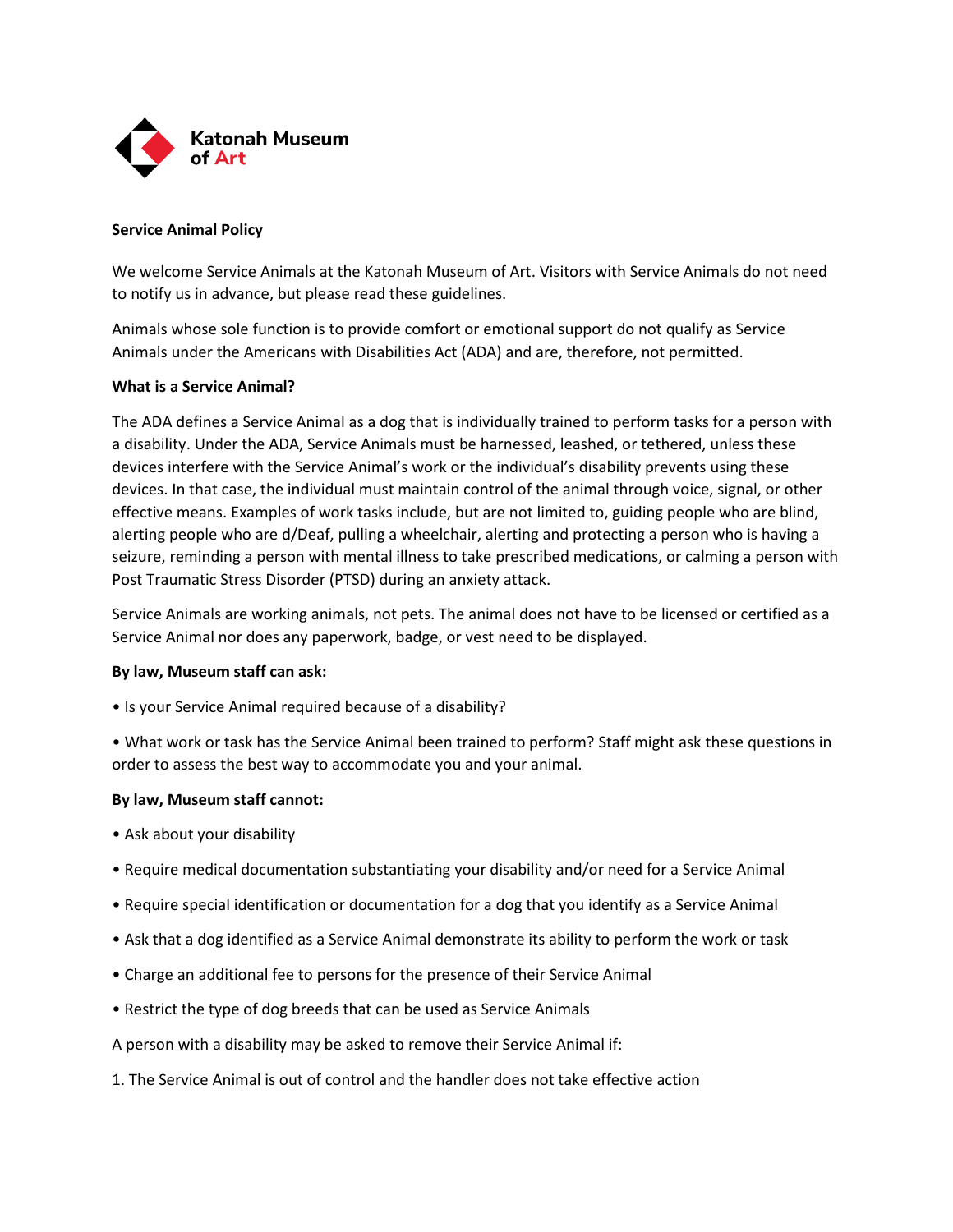Katonah Museum of Art

**Service Animal Policy**

We welcome Service Animals at the Katonah Museum of Art. Visitors with Service Animals do not need to notify us in advance, but please read these guidelines.

Animals whose sole function is to provide comfort or emotional support do not qualify as Service Animals under the Americans with Disabilities Act (ADA) and are, therefore, not permitted.

**What is a Service Animal?**

The ADA defines a Service Animal as a dog that is individually trained to perform tasks for a person with a disability. Under the ADA, Service Animals must be harnessed, leashed, or tethered, unless these devices interfere with the Service Animal's work or the individual's disability prevents using these devices. In that case, the individual must maintain control of the animal through voice, signal, or other effective means. Examples of work tasks include, but are not limited to, guiding people who are blind, alerting people who are d/Deaf, pulling a wheelchair, alerting and protecting a person who is having a seizure, reminding a person with mental illness to take prescribed medications, or calming a person with Post Traumatic Stress Disorder (PTSD) during an anxiety attack.

Service Animals are working animals, not pets. The animal does not have to be licensed or certified as a Service Animal nor does any paperwork, badge, or vest need to be displayed.

**By law, Museum staff can ask:**

• Is your Service Animal required because of a disability?

• What work or task has the Service Animal been trained to perform? Staff might ask these questions in order to assess the best way to accommodate you and your animal.

**By law, Museum staff cannot:**

• Ask about your disability

• Require medical documentation substantiating your disability and/or need for a Service Animal

• Require special identification or documentation for a dog that you identify as a Service Animal

• Ask that a dog identified as a Service Animal demonstrate its ability to perform the work or task

• Charge an additional fee to persons for the presence of their Service Animal

• Restrict the type of dog breeds that can be used as Service Animals

A person with a disability may be asked to remove their Service Animal if:

1. The Service Animal is out of control and the handler does not take effective action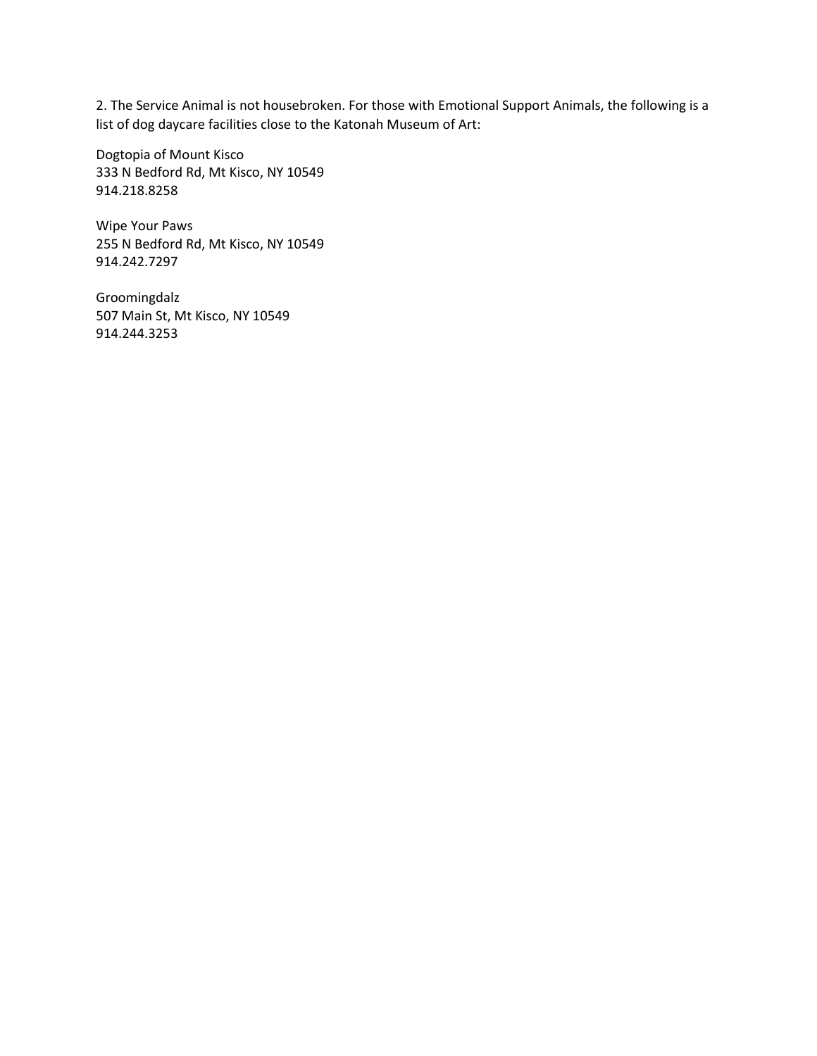2. The Service Animal is not housebroken. For those with Emotional Support Animals, the following is a list of dog daycare facilities close to the Katonah Museum of Art:

Dogtopia of Mount Kisco  
333 N Bedford Rd, Mt Kisco, NY 10549  
914.218.8258

Wipe Your Paws  
255 N Bedford Rd, Mt Kisco, NY 10549  
914.242.7297

Groomingdalz  
507 Main St, Mt Kisco, NY 10549  
914.244.3253